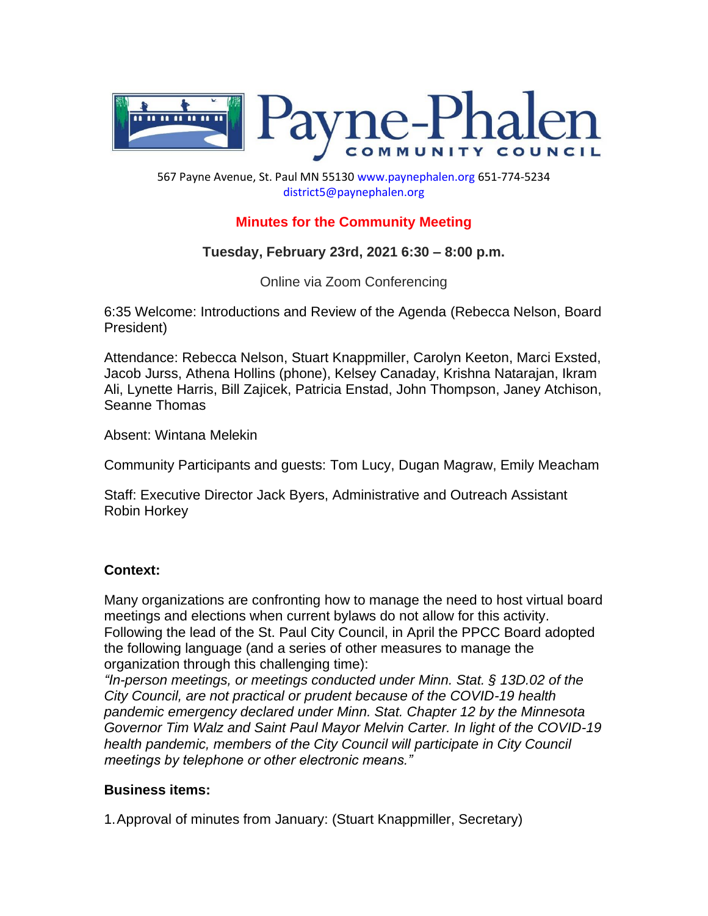# Payne-Phalen COMMUNITY COUNCIL

567 Payne Avenue, St. Paul MN 55130 www.paynephalen.org 651-774-5234
district5@paynephalen.org

## Minutes for the Community Meeting

### Tuesday, February 23rd, 2021 6:30 – 8:00 p.m.

Online via Zoom Conferencing

6:35 Welcome: Introductions and Review of the Agenda (Rebecca Nelson, Board President)

Attendance: Rebecca Nelson, Stuart Knappmiller, Carolyn Keeton, Marci Exsted, Jacob Jurss, Athena Hollins (phone), Kelsey Canaday, Krishna Natarajan, Ikram Ali, Lynette Harris, Bill Zajicek, Patricia Enstad, John Thompson, Janey Atchison, Seanne Thomas

Absent: Wintana Melekin

Community Participants and guests: Tom Lucy, Dugan Magraw, Emily Meacham

Staff: Executive Director Jack Byers, Administrative and Outreach Assistant Robin Horkey

**Context:**

Many organizations are confronting how to manage the need to host virtual board meetings and elections when current bylaws do not allow for this activity. Following the lead of the St. Paul City Council, in April the PPCC Board adopted the following language (and a series of other measures to manage the organization through this challenging time):
*"In-person meetings, or meetings conducted under Minn. Stat. § 13D.02 of the City Council, are not practical or prudent because of the COVID-19 health pandemic emergency declared under Minn. Stat. Chapter 12 by the Minnesota Governor Tim Walz and Saint Paul Mayor Melvin Carter. In light of the COVID-19 health pandemic, members of the City Council will participate in City Council meetings by telephone or other electronic means."*

**Business items:**

1. Approval of minutes from January: (Stuart Knappmiller, Secretary)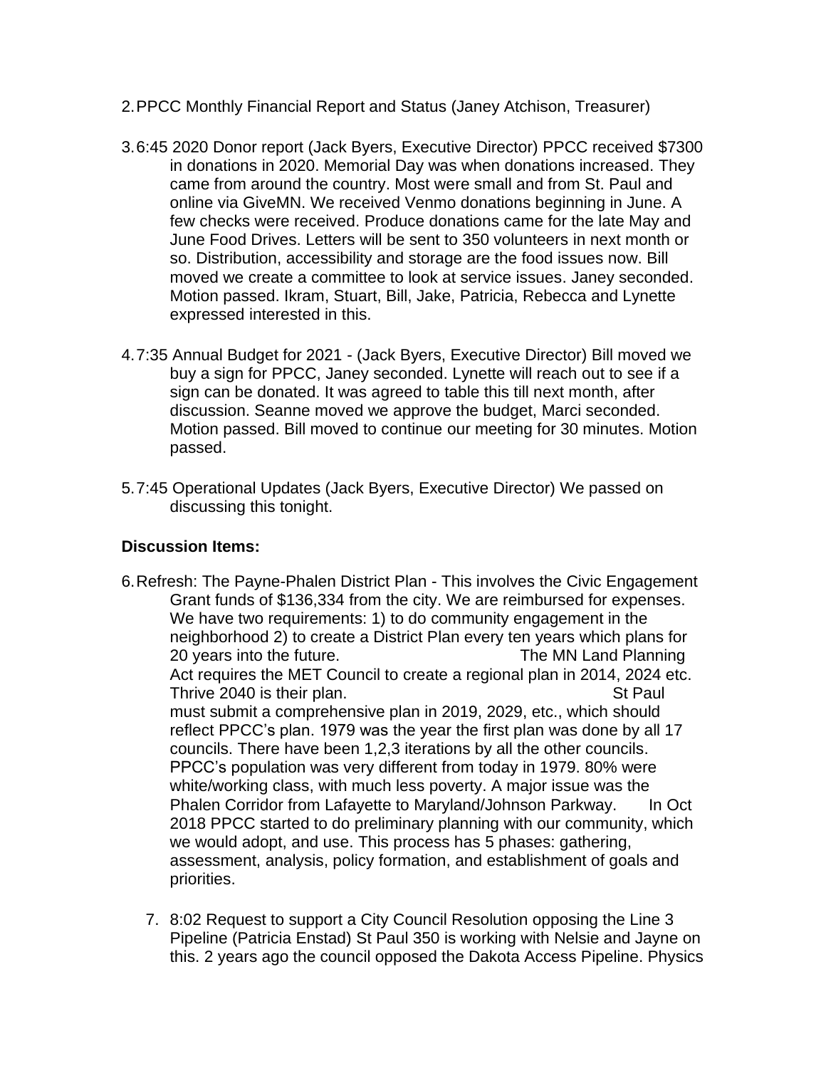2. PPCC Monthly Financial Report and Status (Janey Atchison, Treasurer)

3. 6:45 2020 Donor report (Jack Byers, Executive Director) PPCC received $7300 in donations in 2020. Memorial Day was when donations increased. They came from around the country. Most were small and from St. Paul and online via GiveMN. We received Venmo donations beginning in June. A few checks were received. Produce donations came for the late May and June Food Drives. Letters will be sent to 350 volunteers in next month or so. Distribution, accessibility and storage are the food issues now. Bill moved we create a committee to look at service issues. Janey seconded. Motion passed. Ikram, Stuart, Bill, Jake, Patricia, Rebecca and Lynette expressed interested in this.

4. 7:35 Annual Budget for 2021 - (Jack Byers, Executive Director) Bill moved we buy a sign for PPCC, Janey seconded. Lynette will reach out to see if a sign can be donated. It was agreed to table this till next month, after discussion. Seanne moved we approve the budget, Marci seconded. Motion passed. Bill moved to continue our meeting for 30 minutes. Motion passed.

5. 7:45 Operational Updates (Jack Byers, Executive Director) We passed on discussing this tonight.

**Discussion Items:**

6. Refresh: The Payne-Phalen District Plan - This involves the Civic Engagement Grant funds of $136,334 from the city. We are reimbursed for expenses. We have two requirements: 1) to do community engagement in the neighborhood 2) to create a District Plan every ten years which plans for 20 years into the future. The MN Land Planning Act requires the MET Council to create a regional plan in 2014, 2024 etc. Thrive 2040 is their plan. St Paul must submit a comprehensive plan in 2019, 2029, etc., which should reflect PPCC's plan. 1979 was the year the first plan was done by all 17 councils. There have been 1,2,3 iterations by all the other councils. PPCC's population was very different from today in 1979. 80% were white/working class, with much less poverty. A major issue was the Phalen Corridor from Lafayette to Maryland/Johnson Parkway. In Oct 2018 PPCC started to do preliminary planning with our community, which we would adopt, and use. This process has 5 phases: gathering, assessment, analysis, policy formation, and establishment of goals and priorities.

7. 8:02 Request to support a City Council Resolution opposing the Line 3 Pipeline (Patricia Enstad) St Paul 350 is working with Nelsie and Jayne on this. 2 years ago the council opposed the Dakota Access Pipeline. Physics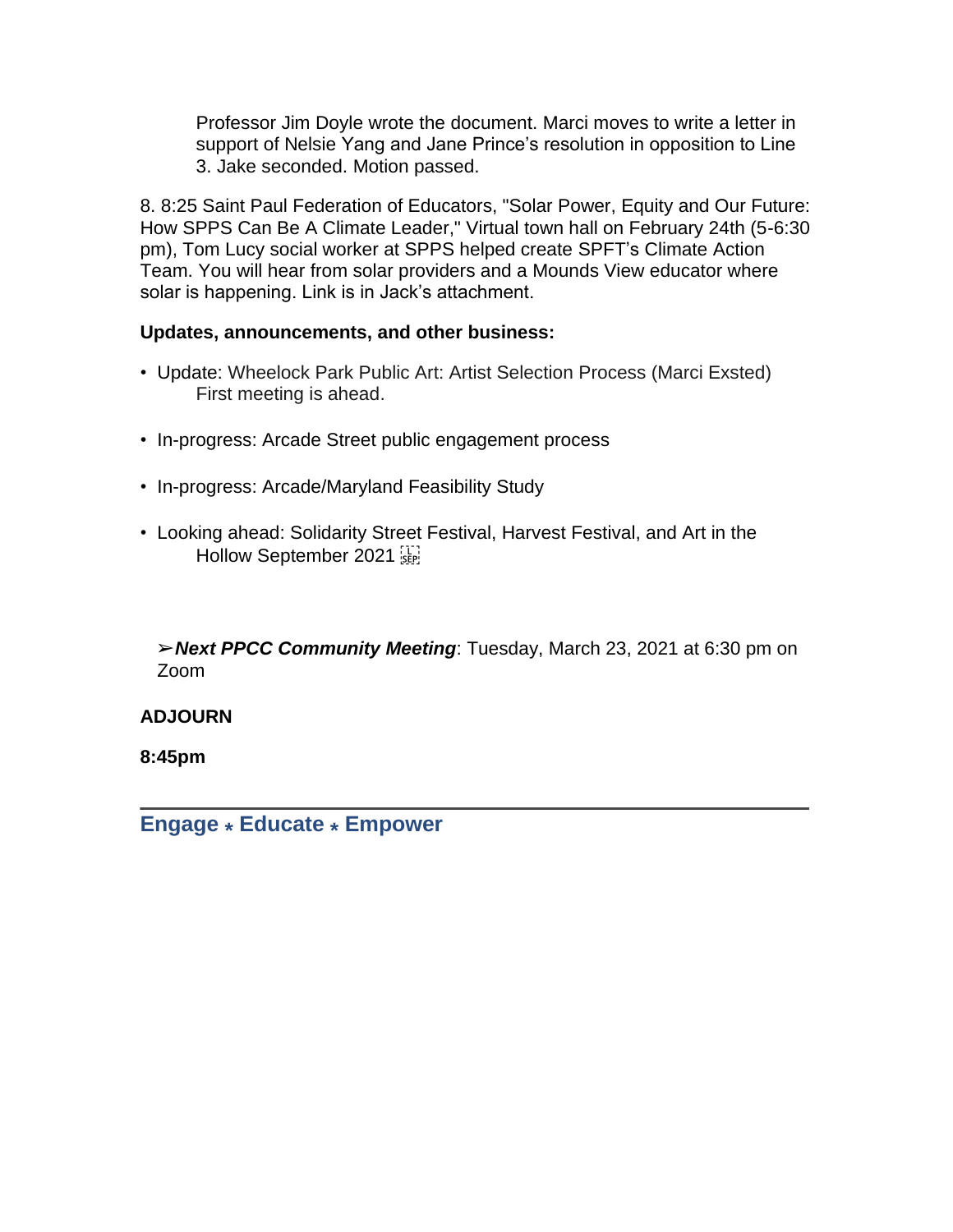Professor Jim Doyle wrote the document. Marci moves to write a letter in support of Nelsie Yang and Jane Prince's resolution in opposition to Line 3. Jake seconded. Motion passed.

8. 8:25 Saint Paul Federation of Educators, "Solar Power, Equity and Our Future: How SPPS Can Be A Climate Leader," Virtual town hall on February 24th (5-6:30 pm), Tom Lucy social worker at SPPS helped create SPFT's Climate Action Team. You will hear from solar providers and a Mounds View educator where solar is happening. Link is in Jack's attachment.

**Updates, announcements, and other business:**

- Update: Wheelock Park Public Art: Artist Selection Process (Marci Exsted) First meeting is ahead.
- In-progress: Arcade Street public engagement process
- In-progress: Arcade/Maryland Feasibility Study
- Looking ahead: Solidarity Street Festival, Harvest Festival, and Art in the Hollow September 2021

➢***Next PPCC Community Meeting***: Tuesday, March 23, 2021 at 6:30 pm on Zoom

**ADJOURN**

**8:45pm**

---

**Engage ⁎ Educate ⁎ Empower**